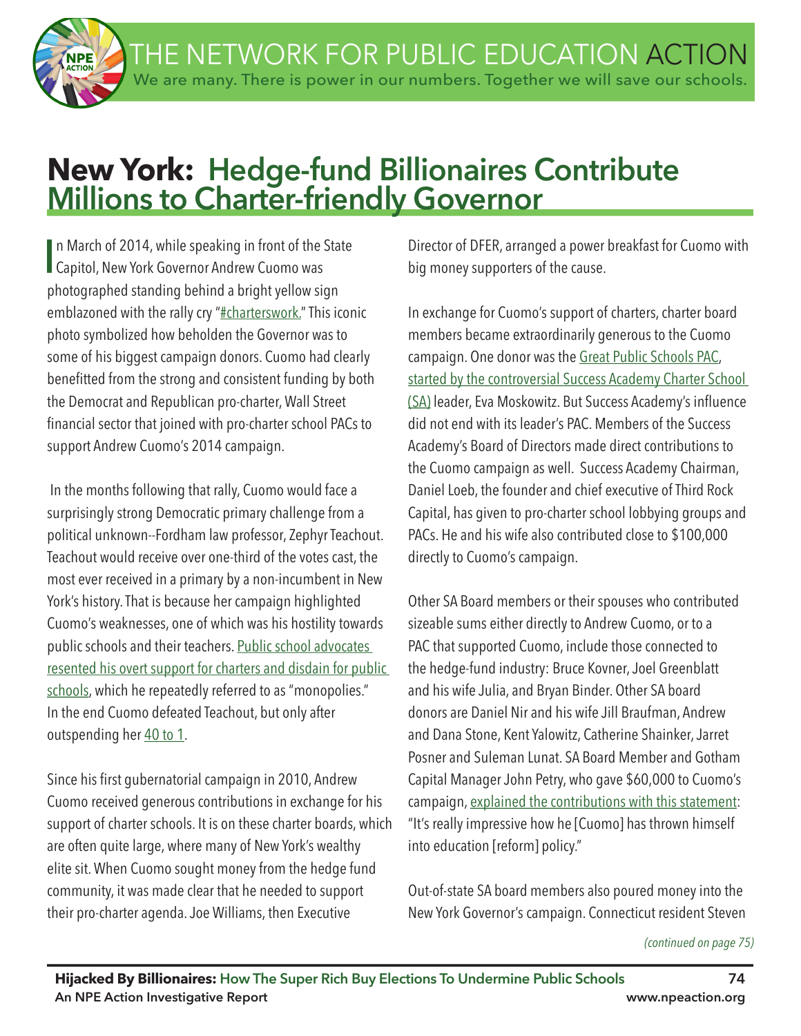# New York: Hedge-fund Billionaires Contribute Millions to Charter-friendly Governor

In March of 2014, while speaking in front of the State Capitol, New York Governor Andrew Cuomo was photographed standing behind a bright yellow sign emblazoned with the rally cry "#charterswork." This iconic photo symbolized how beholden the Governor was to some of his biggest campaign donors. Cuomo had clearly benefitted from the strong and consistent funding by both the Democrat and Republican pro-charter, Wall Street financial sector that joined with pro-charter school PACs to support Andrew Cuomo's 2014 campaign.

In the months following that rally, Cuomo would face a surprisingly strong Democratic primary challenge from a political unknown--Fordham law professor, Zephyr Teachout. Teachout would receive over one-third of the votes cast, the most ever received in a primary by a non-incumbent in New York's history. That is because her campaign highlighted Cuomo's weaknesses, one of which was his hostility towards public schools and their teachers. Public school advocates resented his overt support for charters and disdain for public schools, which he repeatedly referred to as "monopolies." In the end Cuomo defeated Teachout, but only after outspending her 40 to 1.

Since his first gubernatorial campaign in 2010, Andrew Cuomo received generous contributions in exchange for his support of charter schools. It is on these charter boards, which are often quite large, where many of New York's wealthy elite sit. When Cuomo sought money from the hedge fund community, it was made clear that he needed to support their pro-charter agenda. Joe Williams, then Executive Director of DFER, arranged a power breakfast for Cuomo with big money supporters of the cause.

In exchange for Cuomo's support of charters, charter board members became extraordinarily generous to the Cuomo campaign. One donor was the Great Public Schools PAC, started by the controversial Success Academy Charter School (SA) leader, Eva Moskowitz. But Success Academy's influence did not end with its leader's PAC. Members of the Success Academy's Board of Directors made direct contributions to the Cuomo campaign as well. Success Academy Chairman, Daniel Loeb, the founder and chief executive of Third Rock Capital, has given to pro-charter school lobbying groups and PACs. He and his wife also contributed close to $100,000 directly to Cuomo's campaign.

Other SA Board members or their spouses who contributed sizeable sums either directly to Andrew Cuomo, or to a PAC that supported Cuomo, include those connected to the hedge-fund industry: Bruce Kovner, Joel Greenblatt and his wife Julia, and Bryan Binder. Other SA board donors are Daniel Nir and his wife Jill Braufman, Andrew and Dana Stone, Kent Yalowitz, Catherine Shainker, Jarret Posner and Suleman Lunat. SA Board Member and Gotham Capital Manager John Petry, who gave $60,000 to Cuomo's campaign, explained the contributions with this statement: "It's really impressive how he [Cuomo] has thrown himself into education [reform] policy."

Out-of-state SA board members also poured money into the New York Governor's campaign. Connecticut resident Steven

*(continued on page 75)*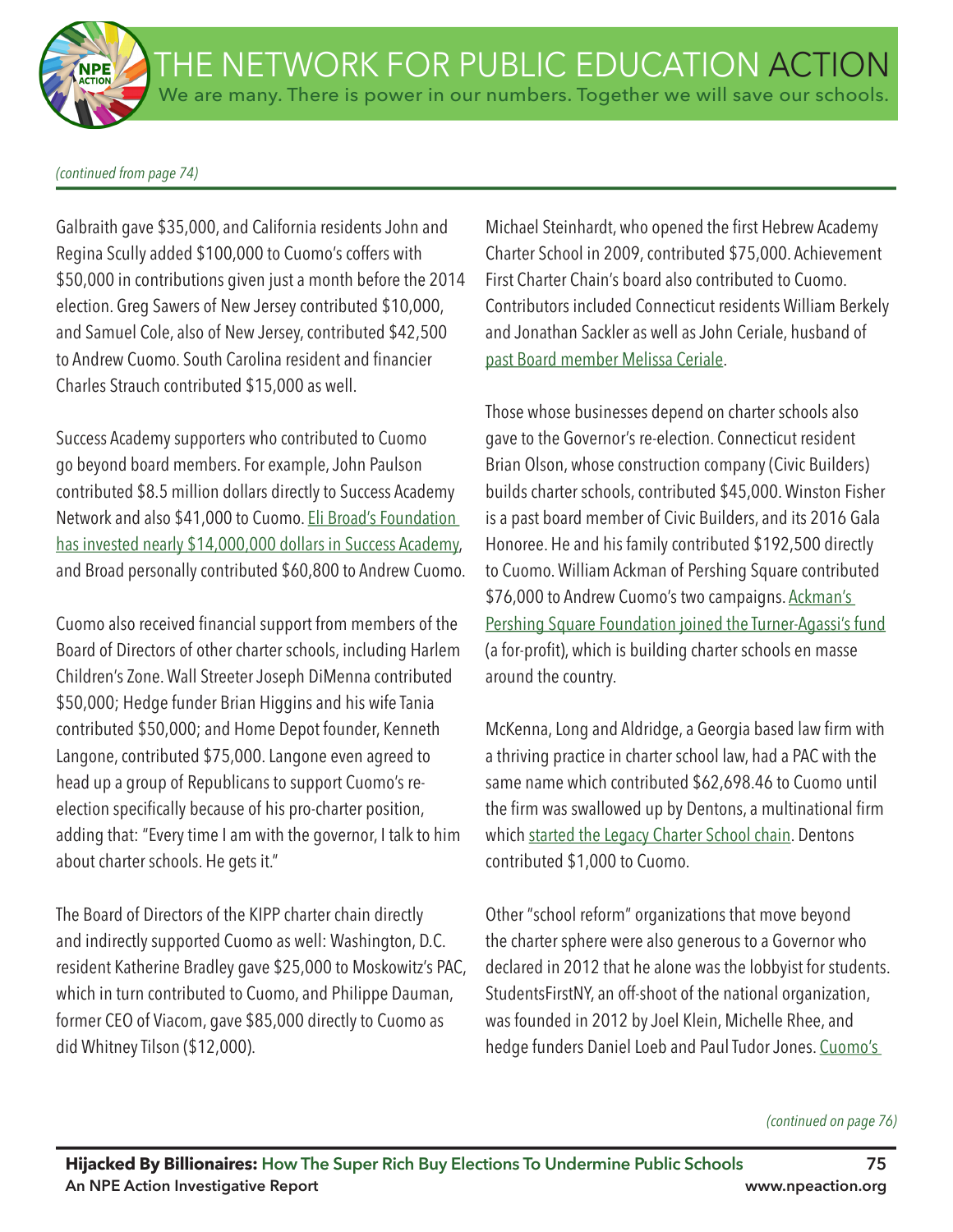*(continued from page 74)*

Galbraith gave $35,000, and California residents John and Regina Scully added $100,000 to Cuomo's coffers with $50,000 in contributions given just a month before the 2014 election. Greg Sawers of New Jersey contributed $10,000, and Samuel Cole, also of New Jersey, contributed $42,500 to Andrew Cuomo. South Carolina resident and financier Charles Strauch contributed $15,000 as well.

Success Academy supporters who contributed to Cuomo go beyond board members. For example, John Paulson contributed $8.5 million dollars directly to Success Academy Network and also $41,000 to Cuomo. Eli Broad's Foundation has invested nearly $14,000,000 dollars in Success Academy, and Broad personally contributed $60,800 to Andrew Cuomo.

Cuomo also received financial support from members of the Board of Directors of other charter schools, including Harlem Children's Zone. Wall Streeter Joseph DiMenna contributed $50,000; Hedge funder Brian Higgins and his wife Tania contributed $50,000; and Home Depot founder, Kenneth Langone, contributed $75,000. Langone even agreed to head up a group of Republicans to support Cuomo's re-election specifically because of his pro-charter position, adding that: "Every time I am with the governor, I talk to him about charter schools. He gets it."

The Board of Directors of the KIPP charter chain directly and indirectly supported Cuomo as well: Washington, D.C. resident Katherine Bradley gave $25,000 to Moskowitz's PAC, which in turn contributed to Cuomo, and Philippe Dauman, former CEO of Viacom, gave $85,000 directly to Cuomo as did Whitney Tilson ($12,000).

Michael Steinhardt, who opened the first Hebrew Academy Charter School in 2009, contributed $75,000. Achievement First Charter Chain's board also contributed to Cuomo. Contributors included Connecticut residents William Berkely and Jonathan Sackler as well as John Ceriale, husband of past Board member Melissa Ceriale.

Those whose businesses depend on charter schools also gave to the Governor's re-election. Connecticut resident Brian Olson, whose construction company (Civic Builders) builds charter schools, contributed $45,000. Winston Fisher is a past board member of Civic Builders, and its 2016 Gala Honoree. He and his family contributed $192,500 directly to Cuomo. William Ackman of Pershing Square contributed $76,000 to Andrew Cuomo's two campaigns. Ackman's Pershing Square Foundation joined the Turner-Agassi's fund (a for-profit), which is building charter schools en masse around the country.

McKenna, Long and Aldridge, a Georgia based law firm with a thriving practice in charter school law, had a PAC with the same name which contributed $62,698.46 to Cuomo until the firm was swallowed up by Dentons, a multinational firm which started the Legacy Charter School chain. Dentons contributed $1,000 to Cuomo.

Other "school reform" organizations that move beyond the charter sphere were also generous to a Governor who declared in 2012 that he alone was the lobbyist for students. StudentsFirstNY, an off-shoot of the national organization, was founded in 2012 by Joel Klein, Michelle Rhee, and hedge funders Daniel Loeb and Paul Tudor Jones. Cuomo's

*(continued on page 76)*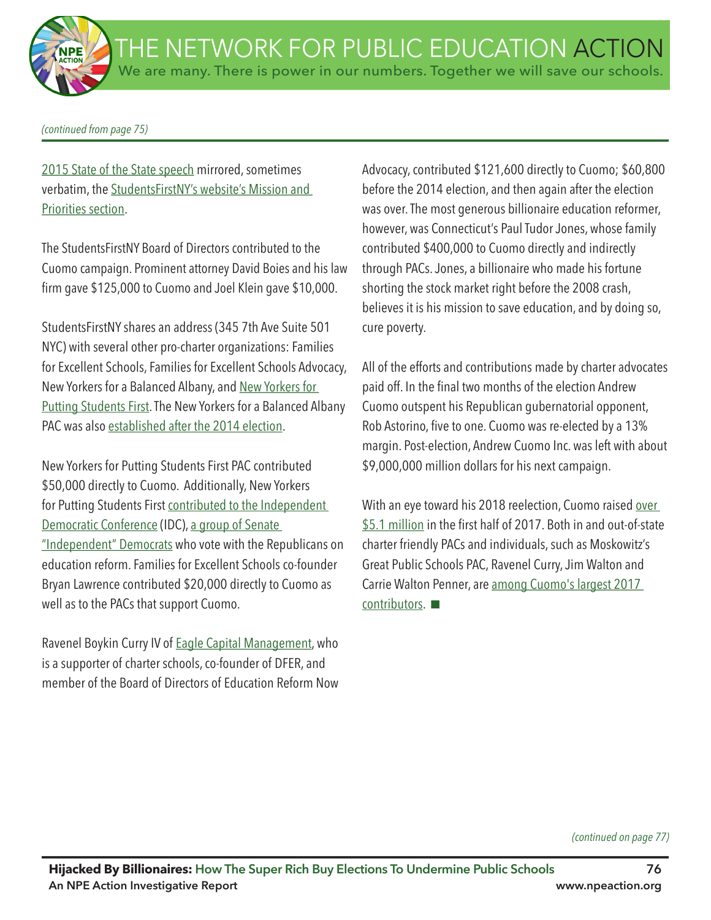*(continued from page 75)*

2015 State of the State speech mirrored, sometimes verbatim, the StudentsFirstNY's website's Mission and Priorities section.

The StudentsFirstNY Board of Directors contributed to the Cuomo campaign. Prominent attorney David Boies and his law firm gave $125,000 to Cuomo and Joel Klein gave $10,000.

StudentsFirstNY shares an address (345 7th Ave Suite 501 NYC) with several other pro-charter organizations: Families for Excellent Schools, Families for Excellent Schools Advocacy, New Yorkers for a Balanced Albany, and New Yorkers for Putting Students First. The New Yorkers for a Balanced Albany PAC was also established after the 2014 election.

New Yorkers for Putting Students First PAC contributed $50,000 directly to Cuomo. Additionally, New Yorkers for Putting Students First contributed to the Independent Democratic Conference (IDC), a group of Senate "Independent" Democrats who vote with the Republicans on education reform. Families for Excellent Schools co-founder Bryan Lawrence contributed $20,000 directly to Cuomo as well as to the PACs that support Cuomo.

Ravenel Boykin Curry IV of Eagle Capital Management, who is a supporter of charter schools, co-founder of DFER, and member of the Board of Directors of Education Reform Now Advocacy, contributed $121,600 directly to Cuomo; $60,800 before the 2014 election, and then again after the election was over. The most generous billionaire education reformer, however, was Connecticut's Paul Tudor Jones, whose family contributed $400,000 to Cuomo directly and indirectly through PACs. Jones, a billionaire who made his fortune shorting the stock market right before the 2008 crash, believes it is his mission to save education, and by doing so, cure poverty.

All of the efforts and contributions made by charter advocates paid off. In the final two months of the election Andrew Cuomo outspent his Republican gubernatorial opponent, Rob Astorino, five to one. Cuomo was re-elected by a 13% margin. Post-election, Andrew Cuomo Inc. was left with about $9,000,000 million dollars for his next campaign.

With an eye toward his 2018 reelection, Cuomo raised over $5.1 million in the first half of 2017. Both in and out-of-state charter friendly PACs and individuals, such as Moskowitz's Great Public Schools PAC, Ravenel Curry, Jim Walton and Carrie Walton Penner, are among Cuomo's largest 2017 contributors. ■

*(continued on page 77)*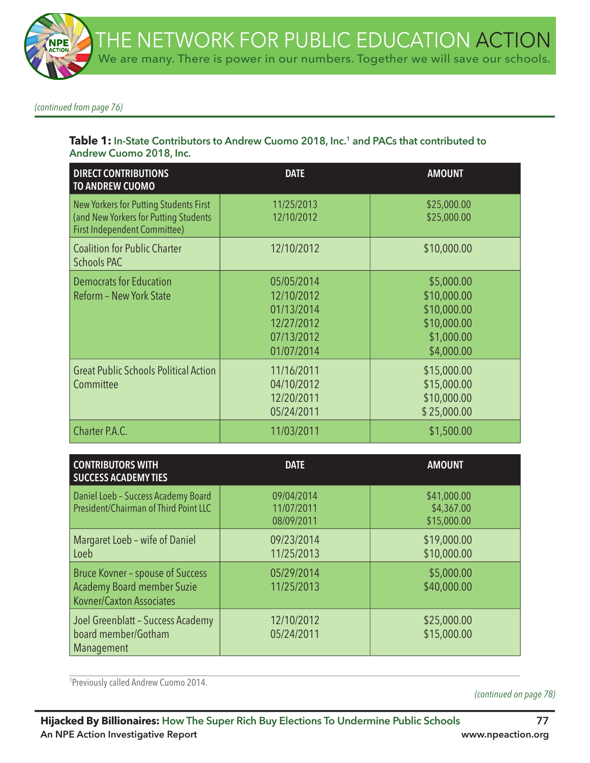*(continued from page 76)*

**Table 1:** **In-State Contributors to Andrew Cuomo 2018, Inc.[1] and PACs that contributed to Andrew Cuomo 2018, Inc.**

| DIRECT CONTRIBUTIONS TO ANDREW CUOMO | DATE | AMOUNT |
|---|---|---|
| New Yorkers for Putting Students First (and New Yorkers for Putting Students First Independent Committee) | 11/25/2013<br>12/10/2012 | $25,000.00<br>$25,000.00 |
| Coalition for Public Charter Schools PAC | 12/10/2012 | $10,000.00 |
| Democrats for Education Reform – New York State | 05/05/2014<br>12/10/2012<br>01/13/2014<br>12/27/2012<br>07/13/2012<br>01/07/2014 | $5,000.00<br>$10,000.00<br>$10,000.00<br>$10,000.00<br>$1,000.00<br>$4,000.00 |
| Great Public Schools Political Action Committee | 11/16/2011<br>04/10/2012<br>12/20/2011<br>05/24/2011 | $15,000.00<br>$15,000.00<br>$10,000.00<br>$ 25,000.00 |
| Charter P.A.C. | 11/03/2011 | $1,500.00 |

| CONTRIBUTORS WITH SUCCESS ACADEMY TIES | DATE | AMOUNT |
|---|---|---|
| Daniel Loeb – Success Academy Board President/Chairman of Third Point LLC | 09/04/2014<br>11/07/2011<br>08/09/2011 | $41,000.00<br>$4,367.00<br>$15,000.00 |
| Margaret Loeb – wife of Daniel Loeb | 09/23/2014<br>11/25/2013 | $19,000.00<br>$10,000.00 |
| Bruce Kovner – spouse of Success Academy Board member Suzie Kovner/Caxton Associates | 05/29/2014<br>11/25/2013 | $5,000.00<br>$40,000.00 |
| Joel Greenblatt – Success Academy board member/Gotham Management | 12/10/2012<br>05/24/2011 | $25,000.00<br>$15,000.00 |

[1]Previously called Andrew Cuomo 2014.

*(continued on page 78)*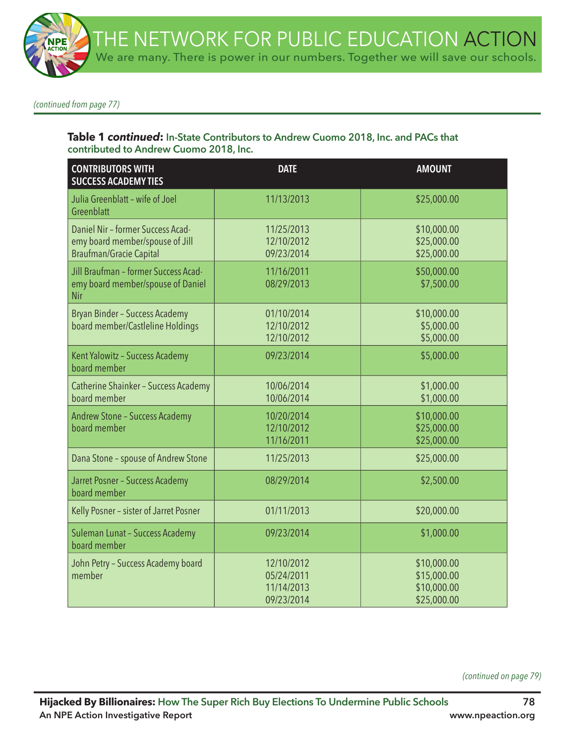*(continued from page 77)*

**Table 1 *continued*: In-State Contributors to Andrew Cuomo 2018, Inc. and PACs that contributed to Andrew Cuomo 2018, Inc.**

| CONTRIBUTORS WITH SUCCESS ACADEMY TIES | DATE | AMOUNT |
|---|---|---|
| Julia Greenblatt – wife of Joel Greenblatt | 11/13/2013 | $25,000.00 |
| Daniel Nir – former Success Academy board member/spouse of Jill Braufman/Gracie Capital | 11/25/2013<br>12/10/2012<br>09/23/2014 | $10,000.00<br>$25,000.00<br>$25,000.00 |
| Jill Braufman – former Success Academy board member/spouse of Daniel Nir | 11/16/2011<br>08/29/2013 | $50,000.00<br>$7,500.00 |
| Bryan Binder – Success Academy board member/Castleline Holdings | 01/10/2014<br>12/10/2012<br>12/10/2012 | $10,000.00<br>$5,000.00<br>$5,000.00 |
| Kent Yalowitz – Success Academy board member | 09/23/2014 | $5,000.00 |
| Catherine Shainker – Success Academy board member | 10/06/2014<br>10/06/2014 | $1,000.00<br>$1,000.00 |
| Andrew Stone – Success Academy board member | 10/20/2014<br>12/10/2012<br>11/16/2011 | $10,000.00<br>$25,000.00<br>$25,000.00 |
| Dana Stone – spouse of Andrew Stone | 11/25/2013 | $25,000.00 |
| Jarret Posner – Success Academy board member | 08/29/2014 | $2,500.00 |
| Kelly Posner – sister of Jarret Posner | 01/11/2013 | $20,000.00 |
| Suleman Lunat – Success Academy board member | 09/23/2014 | $1,000.00 |
| John Petry – Success Academy board member | 12/10/2012<br>05/24/2011<br>11/14/2013<br>09/23/2014 | $10,000.00<br>$15,000.00<br>$10,000.00<br>$25,000.00 |

*(continued on page 79)*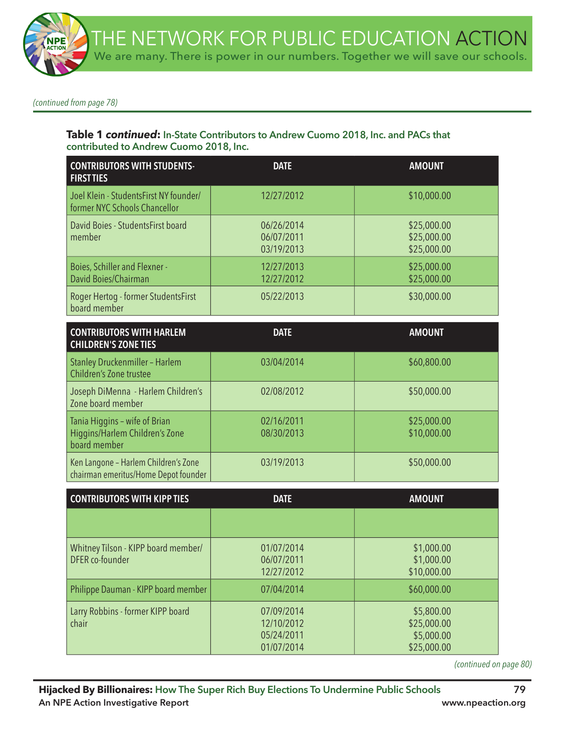*(continued from page 78)*

**Table 1 *continued*: In-State Contributors to Andrew Cuomo 2018, Inc. and PACs that contributed to Andrew Cuomo 2018, Inc.**

| CONTRIBUTORS WITH STUDENTS-FIRST TIES | DATE | AMOUNT |
|---|---|---|
| Joel Klein - StudentsFirst NY founder/ former NYC Schools Chancellor | 12/27/2012 | $10,000.00 |
| David Boies - StudentsFirst board member | 06/26/2014<br>06/07/2011<br>03/19/2013 | $25,000.00<br>$25,000.00<br>$25,000.00 |
| Boies, Schiller and Flexner - David Boies/Chairman | 12/27/2013<br>12/27/2012 | $25,000.00<br>$25,000.00 |
| Roger Hertog - former StudentsFirst board member | 05/22/2013 | $30,000.00 |

| CONTRIBUTORS WITH HARLEM CHILDREN'S ZONE TIES | DATE | AMOUNT |
|---|---|---|
| Stanley Druckenmiller – Harlem Children's Zone trustee | 03/04/2014 | $60,800.00 |
| Joseph DiMenna - Harlem Children's Zone board member | 02/08/2012 | $50,000.00 |
| Tania Higgins – wife of Brian Higgins/Harlem Children's Zone board member | 02/16/2011<br>08/30/2013 | $25,000.00<br>$10,000.00 |
| Ken Langone – Harlem Children's Zone chairman emeritus/Home Depot founder | 03/19/2013 | $50,000.00 |

| CONTRIBUTORS WITH KIPP TIES | DATE | AMOUNT |
|---|---|---|
| | | |
| Whitney Tilson - KIPP board member/ DFER co-founder | 01/07/2014<br>06/07/2011<br>12/27/2012 | $1,000.00<br>$1,000.00<br>$10,000.00 |
| Philippe Dauman - KIPP board member | 07/04/2014 | $60,000.00 |
| Larry Robbins - former KIPP board chair | 07/09/2014<br>12/10/2012<br>05/24/2011<br>01/07/2014 | $5,800.00<br>$25,000.00<br>$5,000.00<br>$25,000.00 |

*(continued on page 80)*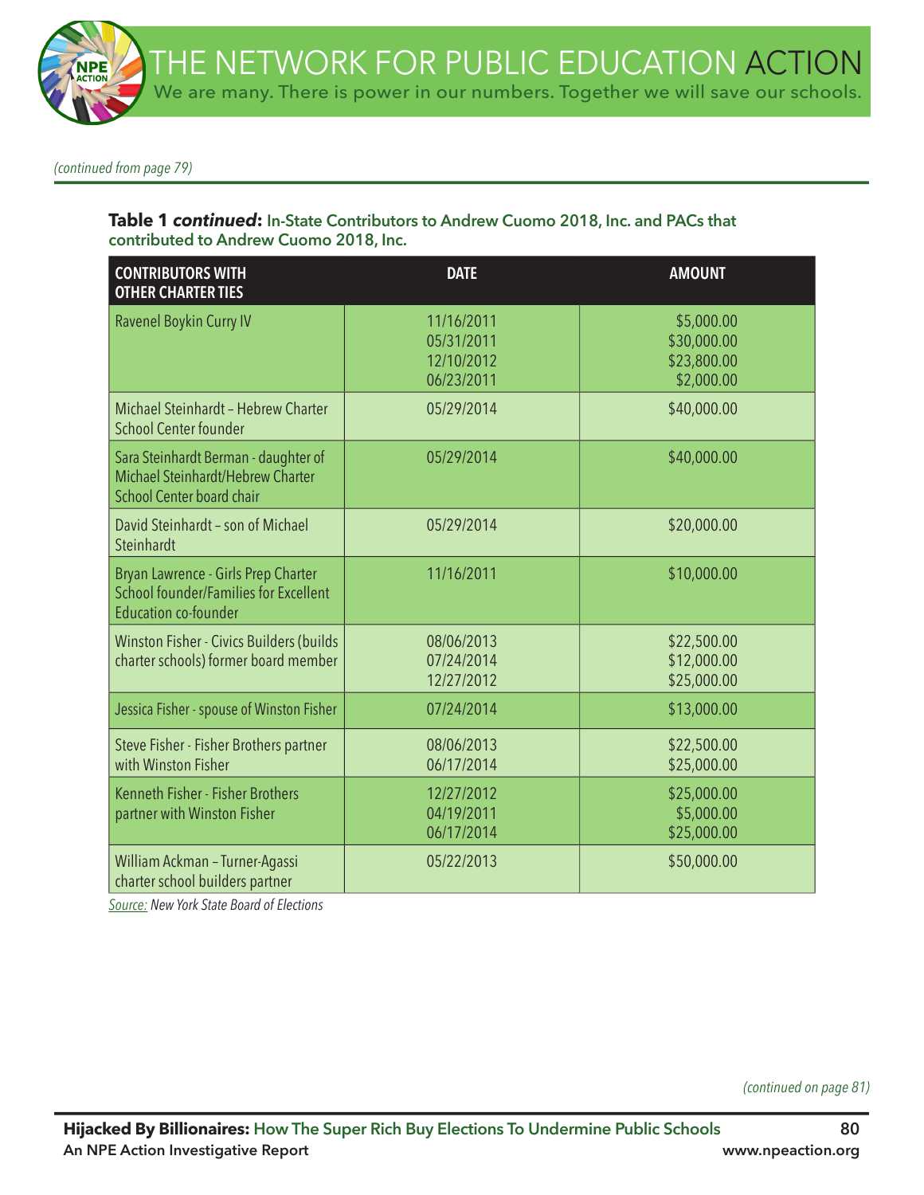*(continued from page 79)*

**Table 1 *continued*: In-State Contributors to Andrew Cuomo 2018, Inc. and PACs that contributed to Andrew Cuomo 2018, Inc.**

| CONTRIBUTORS WITH OTHER CHARTER TIES | DATE | AMOUNT |
|---|---|---|
| Ravenel Boykin Curry IV | 11/16/2011<br>05/31/2011<br>12/10/2012<br>06/23/2011 | $5,000.00<br>$30,000.00<br>$23,800.00<br>$2,000.00 |
| Michael Steinhardt – Hebrew Charter School Center founder | 05/29/2014 | $40,000.00 |
| Sara Steinhardt Berman - daughter of Michael Steinhardt/Hebrew Charter School Center board chair | 05/29/2014 | $40,000.00 |
| David Steinhardt – son of Michael Steinhardt | 05/29/2014 | $20,000.00 |
| Bryan Lawrence - Girls Prep Charter School founder/Families for Excellent Education co-founder | 11/16/2011 | $10,000.00 |
| Winston Fisher - Civics Builders (builds charter schools) former board member | 08/06/2013<br>07/24/2014<br>12/27/2012 | $22,500.00<br>$12,000.00<br>$25,000.00 |
| Jessica Fisher - spouse of Winston Fisher | 07/24/2014 | $13,000.00 |
| Steve Fisher - Fisher Brothers partner with Winston Fisher | 08/06/2013<br>06/17/2014 | $22,500.00<br>$25,000.00 |
| Kenneth Fisher - Fisher Brothers partner with Winston Fisher | 12/27/2012<br>04/19/2011<br>06/17/2014 | $25,000.00<br>$5,000.00<br>$25,000.00 |
| William Ackman – Turner-Agassi charter school builders partner | 05/22/2013 | $50,000.00 |

*Source: New York State Board of Elections*

*(continued on page 81)*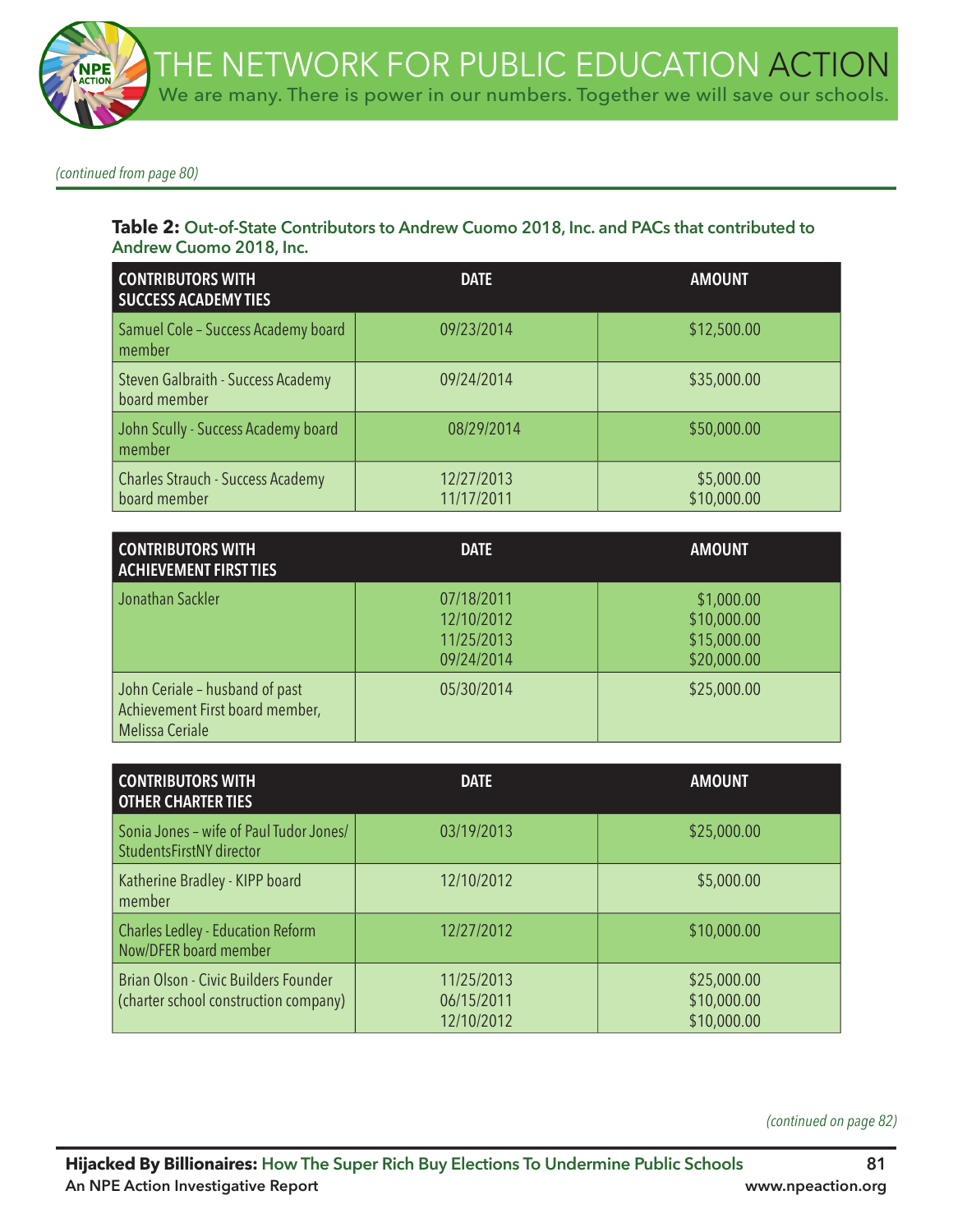*(continued from page 80)*

**Table 2:** **Out-of-State Contributors to Andrew Cuomo 2018, Inc. and PACs that contributed to Andrew Cuomo 2018, Inc.**

| CONTRIBUTORS WITH SUCCESS ACADEMY TIES | DATE | AMOUNT |
|---|---|---|
| Samuel Cole – Success Academy board member | 09/23/2014 | $12,500.00 |
| Steven Galbraith - Success Academy board member | 09/24/2014 | $35,000.00 |
| John Scully - Success Academy board member | 08/29/2014 | $50,000.00 |
| Charles Strauch - Success Academy board member | 12/27/2013<br>11/17/2011 | $5,000.00<br>$10,000.00 |

| CONTRIBUTORS WITH ACHIEVEMENT FIRST TIES | DATE | AMOUNT |
|---|---|---|
| Jonathan Sackler | 07/18/2011<br>12/10/2012<br>11/25/2013<br>09/24/2014 | $1,000.00<br>$10,000.00<br>$15,000.00<br>$20,000.00 |
| John Ceriale – husband of past Achievement First board member, Melissa Ceriale | 05/30/2014 | $25,000.00 |

| CONTRIBUTORS WITH OTHER CHARTER TIES | DATE | AMOUNT |
|---|---|---|
| Sonia Jones – wife of Paul Tudor Jones/ StudentsFirstNY director | 03/19/2013 | $25,000.00 |
| Katherine Bradley - KIPP board member | 12/10/2012 | $5,000.00 |
| Charles Ledley - Education Reform Now/DFER board member | 12/27/2012 | $10,000.00 |
| Brian Olson - Civic Builders Founder (charter school construction company) | 11/25/2013<br>06/15/2011<br>12/10/2012 | $25,000.00<br>$10,000.00<br>$10,000.00 |

*(continued on page 82)*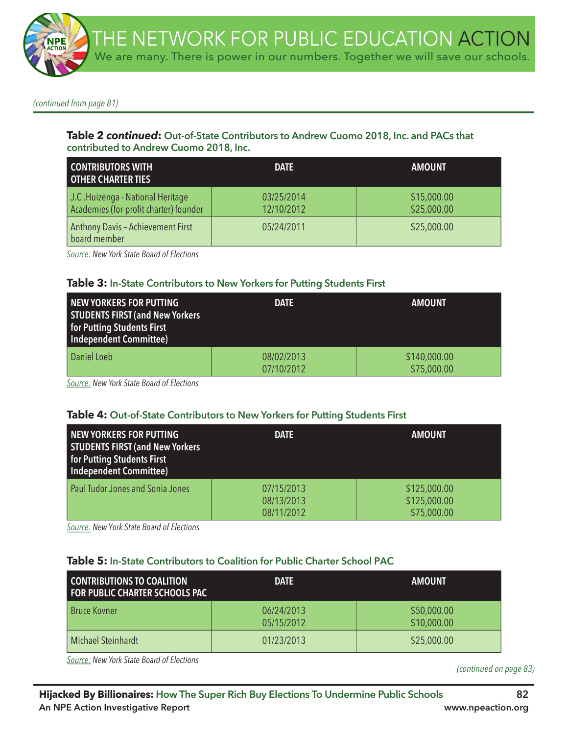*(continued from page 81)*

**Table 2 *continued*: Out-of-State Contributors to Andrew Cuomo 2018, Inc. and PACs that contributed to Andrew Cuomo 2018, Inc.**

| CONTRIBUTORS WITH OTHER CHARTER TIES | DATE | AMOUNT |
|---|---|---|
| J.C .Huizenga - National Heritage Academies (for-profit charter) founder | 03/25/2014<br>12/10/2012 | $15,000.00<br>$25,000.00 |
| Anthony Davis – Achievement First board member | 05/24/2011 | $25,000.00 |

*Source: New York State Board of Elections*

**Table 3: In-State Contributors to New Yorkers for Putting Students First**

| NEW YORKERS FOR PUTTING STUDENTS FIRST (and New Yorkers for Putting Students First Independent Committee) | DATE | AMOUNT |
|---|---|---|
| Daniel Loeb | 08/02/2013<br>07/10/2012 | $140,000.00<br>$75,000.00 |

*Source: New York State Board of Elections*

**Table 4: Out-of-State Contributors to New Yorkers for Putting Students First**

| NEW YORKERS FOR PUTTING STUDENTS FIRST (and New Yorkers for Putting Students First Independent Committee) | DATE | AMOUNT |
|---|---|---|
| Paul Tudor Jones and Sonia Jones | 07/15/2013<br>08/13/2013<br>08/11/2012 | $125,000.00<br>$125,000.00<br>$75,000.00 |

*Source: New York State Board of Elections*

**Table 5: In-State Contributors to Coalition for Public Charter School PAC**

| CONTRIBUTIONS TO COALITION FOR PUBLIC CHARTER SCHOOLS PAC | DATE | AMOUNT |
|---|---|---|
| Bruce Kovner | 06/24/2013<br>05/15/2012 | $50,000.00<br>$10,000.00 |
| Michael Steinhardt | 01/23/2013 | $25,000.00 |

*Source: New York State Board of Elections*

*(continued on page 83)*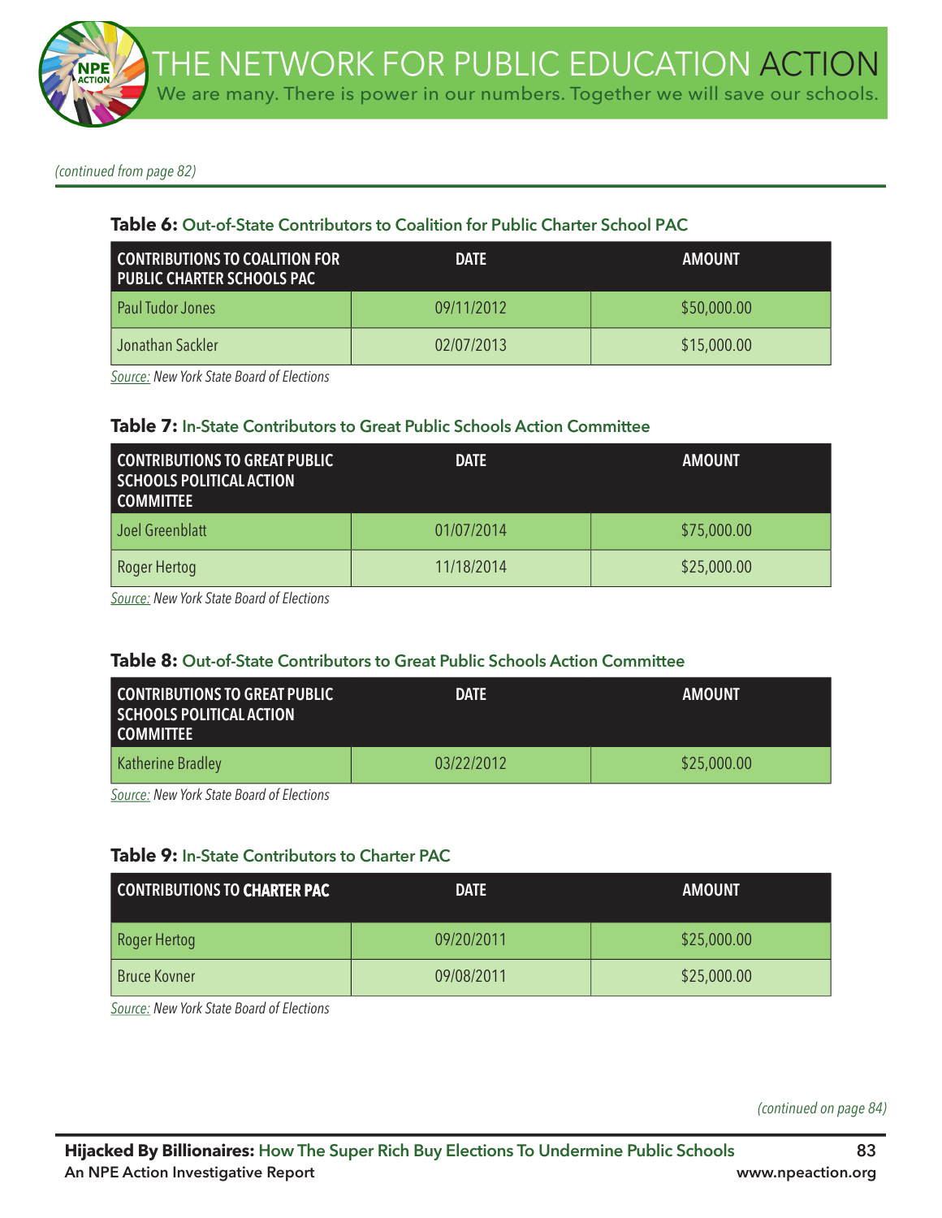*(continued from page 82)*

**Table 6:** Out-of-State Contributors to Coalition for Public Charter School PAC

| CONTRIBUTIONS TO COALITION FOR PUBLIC CHARTER SCHOOLS PAC | DATE | AMOUNT |
| --- | --- | --- |
| Paul Tudor Jones | 09/11/2012 | $50,000.00 |
| Jonathan Sackler | 02/07/2013 | $15,000.00 |

*Source: New York State Board of Elections*

**Table 7:** In-State Contributors to Great Public Schools Action Committee

| CONTRIBUTIONS TO GREAT PUBLIC SCHOOLS POLITICAL ACTION COMMITTEE | DATE | AMOUNT |
| --- | --- | --- |
| Joel Greenblatt | 01/07/2014 | $75,000.00 |
| Roger Hertog | 11/18/2014 | $25,000.00 |

*Source: New York State Board of Elections*

**Table 8:** Out-of-State Contributors to Great Public Schools Action Committee

| CONTRIBUTIONS TO GREAT PUBLIC SCHOOLS POLITICAL ACTION COMMITTEE | DATE | AMOUNT |
| --- | --- | --- |
| Katherine Bradley | 03/22/2012 | $25,000.00 |

*Source: New York State Board of Elections*

**Table 9:** In-State Contributors to Charter PAC

| CONTRIBUTIONS TO CHARTER PAC | DATE | AMOUNT |
| --- | --- | --- |
| Roger Hertog | 09/20/2011 | $25,000.00 |
| Bruce Kovner | 09/08/2011 | $25,000.00 |

*Source: New York State Board of Elections*

*(continued on page 84)*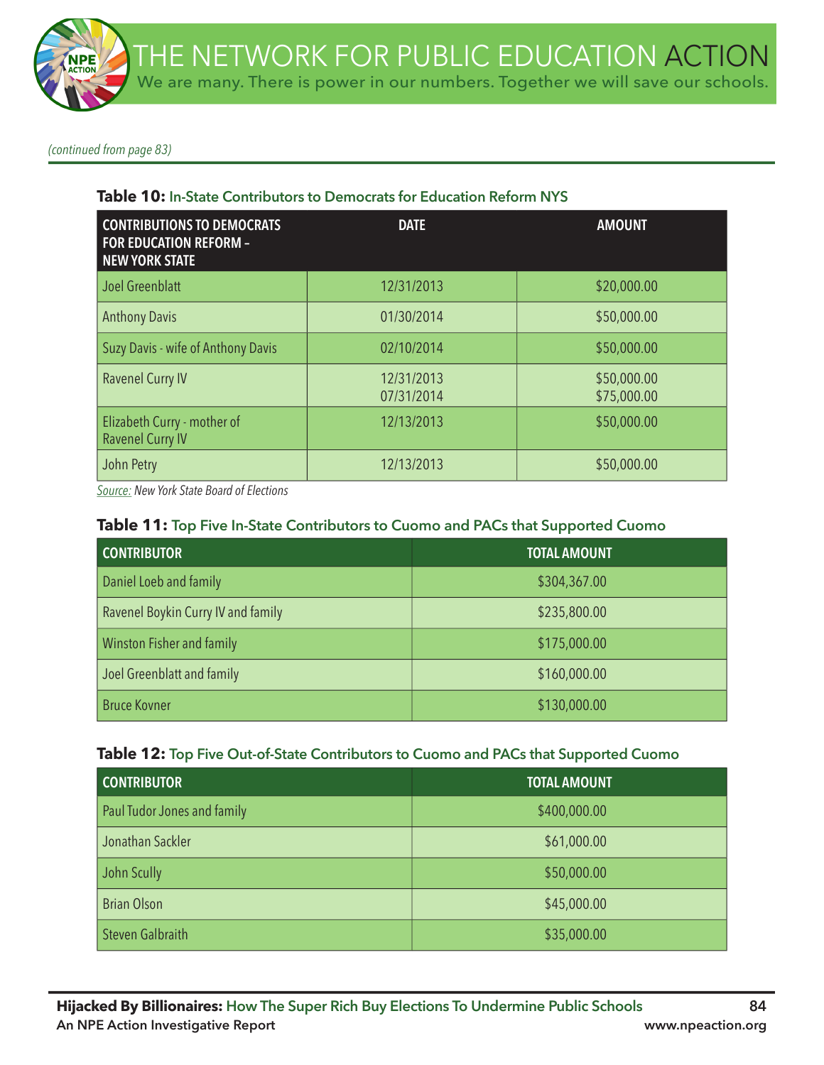*(continued from page 83)*

**Table 10:** In-State Contributors to Democrats for Education Reform NYS

| CONTRIBUTIONS TO DEMOCRATS FOR EDUCATION REFORM – NEW YORK STATE | DATE | AMOUNT |
|---|---|---|
| Joel Greenblatt | 12/31/2013 | $20,000.00 |
| Anthony Davis | 01/30/2014 | $50,000.00 |
| Suzy Davis - wife of Anthony Davis | 02/10/2014 | $50,000.00 |
| Ravenel Curry IV | 12/31/2013<br>07/31/2014 | $50,000.00<br>$75,000.00 |
| Elizabeth Curry - mother of Ravenel Curry IV | 12/13/2013 | $50,000.00 |
| John Petry | 12/13/2013 | $50,000.00 |

*Source: New York State Board of Elections*

**Table 11:** Top Five In-State Contributors to Cuomo and PACs that Supported Cuomo

| CONTRIBUTOR | TOTAL AMOUNT |
|---|---|
| Daniel Loeb and family | $304,367.00 |
| Ravenel Boykin Curry IV and family | $235,800.00 |
| Winston Fisher and family | $175,000.00 |
| Joel Greenblatt and family | $160,000.00 |
| Bruce Kovner | $130,000.00 |

**Table 12:** Top Five Out-of-State Contributors to Cuomo and PACs that Supported Cuomo

| CONTRIBUTOR | TOTAL AMOUNT |
|---|---|
| Paul Tudor Jones and family | $400,000.00 |
| Jonathan Sackler | $61,000.00 |
| John Scully | $50,000.00 |
| Brian Olson | $45,000.00 |
| Steven Galbraith | $35,000.00 |